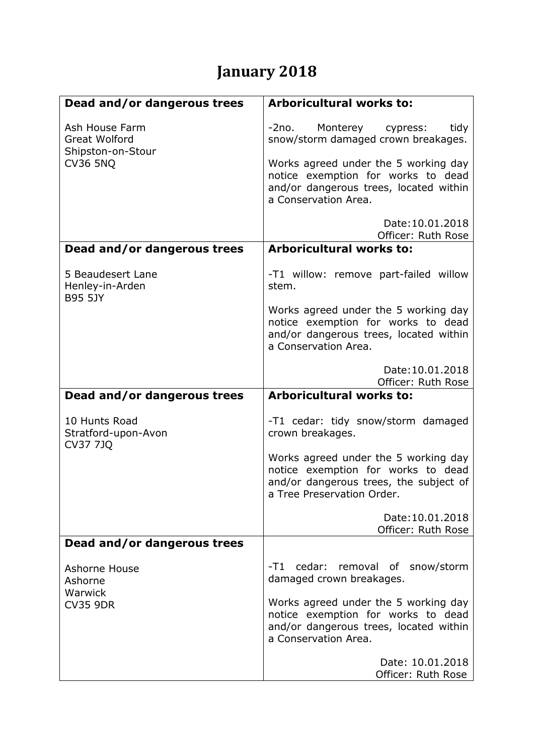# January 2018

| Dead and/or dangerous trees | Arboricultural works to: |
|---|---|
| Ash House Farm<br>Great Wolford<br>Shipston-on-Stour<br>CV36 5NQ | -2no. Monterey cypress: tidy snow/storm damaged crown breakages.<br><br>Works agreed under the 5 working day notice exemption for works to dead and/or dangerous trees, located within a Conservation Area.<br><br>Date:10.01.2018<br>Officer: Ruth Rose |
| **Dead and/or dangerous trees** | **Arboricultural works to:** |
| 5 Beaudesert Lane<br>Henley-in-Arden<br>B95 5JY | -T1 willow: remove part-failed willow stem.<br><br>Works agreed under the 5 working day notice exemption for works to dead and/or dangerous trees, located within a Conservation Area.<br><br>Date:10.01.2018<br>Officer: Ruth Rose |
| **Dead and/or dangerous trees** | **Arboricultural works to:** |
| 10 Hunts Road<br>Stratford-upon-Avon<br>CV37 7JQ | -T1 cedar: tidy snow/storm damaged crown breakages.<br><br>Works agreed under the 5 working day notice exemption for works to dead and/or dangerous trees, the subject of a Tree Preservation Order.<br><br>Date:10.01.2018<br>Officer: Ruth Rose |
| **Dead and/or dangerous trees** | |
| Ashorne House<br>Ashorne<br>Warwick<br>CV35 9DR | -T1 cedar: removal of snow/storm damaged crown breakages.<br><br>Works agreed under the 5 working day notice exemption for works to dead and/or dangerous trees, located within a Conservation Area.<br><br>Date: 10.01.2018<br>Officer: Ruth Rose |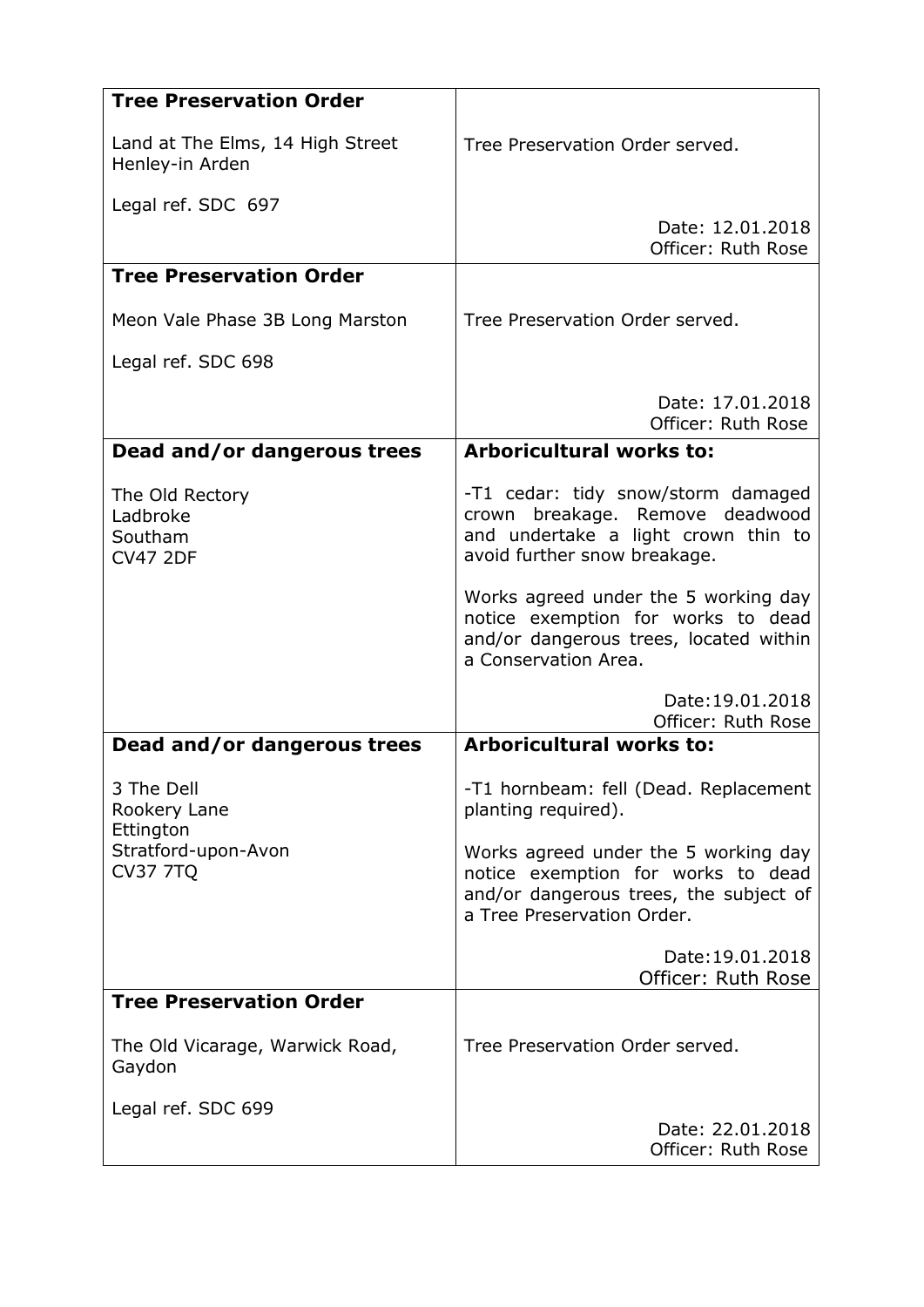| **Tree Preservation Order**<br><br>Land at The Elms, 14 High Street Henley-in Arden<br><br>Legal ref. SDC 697 | Tree Preservation Order served.<br><br>Date: 12.01.2018<br>Officer: Ruth Rose |
|---|---|
| **Tree Preservation Order**<br><br>Meon Vale Phase 3B Long Marston<br><br>Legal ref. SDC 698 | Tree Preservation Order served.<br><br>Date: 17.01.2018<br>Officer: Ruth Rose |
| **Dead and/or dangerous trees**<br><br>The Old Rectory<br>Ladbroke<br>Southam<br>CV47 2DF | **Arboricultural works to:**<br><br>-T1 cedar: tidy snow/storm damaged crown breakage. Remove deadwood and undertake a light crown thin to avoid further snow breakage.<br><br>Works agreed under the 5 working day notice exemption for works to dead and/or dangerous trees, located within a Conservation Area.<br><br>Date:19.01.2018<br>Officer: Ruth Rose |
| **Dead and/or dangerous trees**<br><br>3 The Dell<br>Rookery Lane<br>Ettington<br>Stratford-upon-Avon<br>CV37 7TQ | **Arboricultural works to:**<br><br>-T1 hornbeam: fell (Dead. Replacement planting required).<br><br>Works agreed under the 5 working day notice exemption for works to dead and/or dangerous trees, the subject of a Tree Preservation Order.<br><br>Date:19.01.2018<br>Officer: Ruth Rose |
| **Tree Preservation Order**<br><br>The Old Vicarage, Warwick Road, Gaydon<br><br>Legal ref. SDC 699 | Tree Preservation Order served.<br><br>Date: 22.01.2018<br>Officer: Ruth Rose |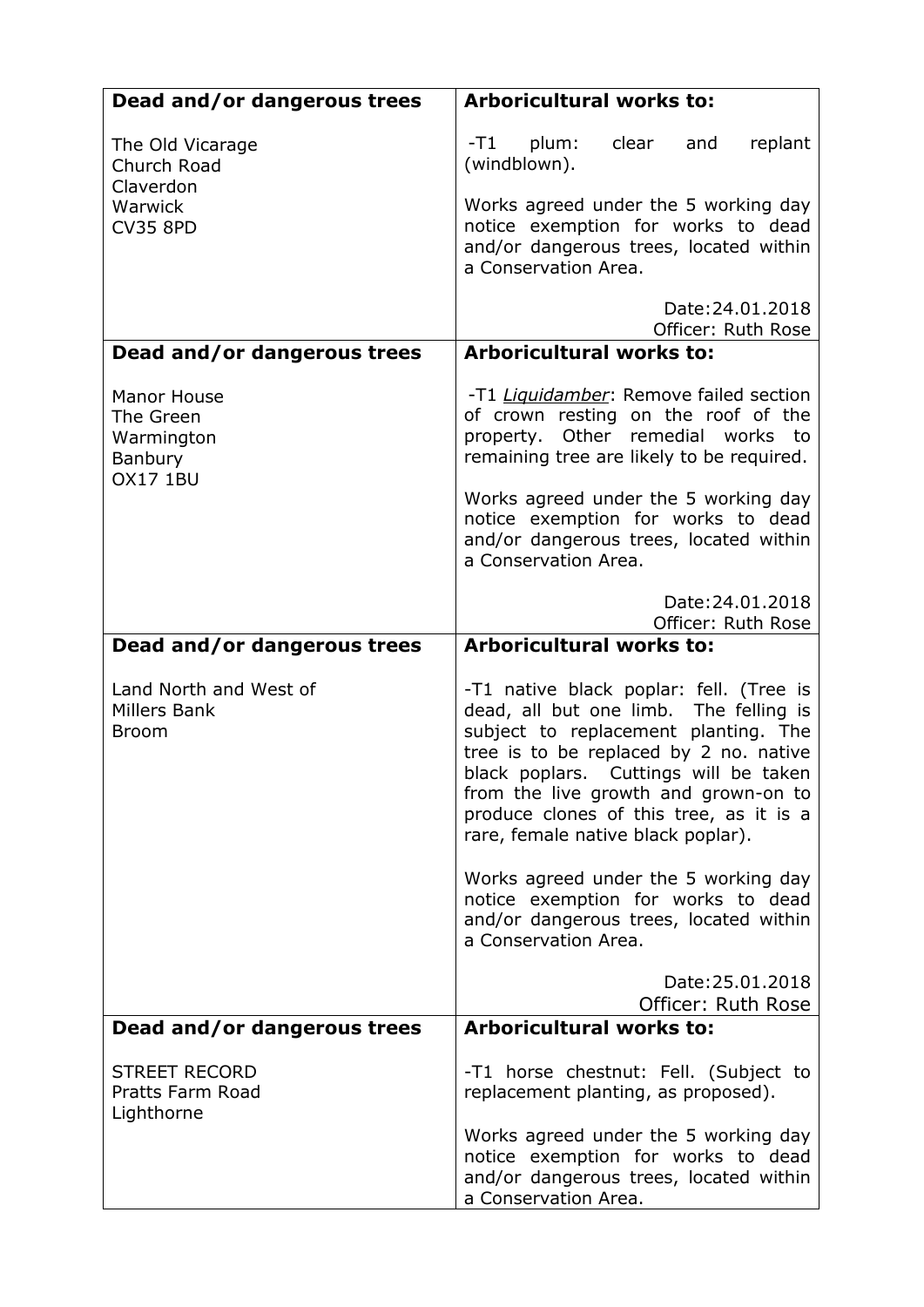| Dead and/or dangerous trees | Arboricultural works to: |
|---|---|
| The Old Vicarage<br>Church Road<br>Claverdon<br>Warwick<br>CV35 8PD | -T1 plum: clear and replant (windblown).<br><br>Works agreed under the 5 working day notice exemption for works to dead and/or dangerous trees, located within a Conservation Area.<br><br>Date:24.01.2018<br>Officer: Ruth Rose |
| **Dead and/or dangerous trees** | **Arboricultural works to:** |
| Manor House<br>The Green<br>Warmington<br>Banbury<br>OX17 1BU | -T1 *Liquidamber*: Remove failed section of crown resting on the roof of the property. Other remedial works to remaining tree are likely to be required.<br><br>Works agreed under the 5 working day notice exemption for works to dead and/or dangerous trees, located within a Conservation Area.<br><br>Date:24.01.2018<br>Officer: Ruth Rose |
| **Dead and/or dangerous trees** | **Arboricultural works to:** |
| Land North and West of<br>Millers Bank<br>Broom | -T1 native black poplar: fell. (Tree is dead, all but one limb. The felling is subject to replacement planting. The tree is to be replaced by 2 no. native black poplars. Cuttings will be taken from the live growth and grown-on to produce clones of this tree, as it is a rare, female native black poplar).<br><br>Works agreed under the 5 working day notice exemption for works to dead and/or dangerous trees, located within a Conservation Area.<br><br>Date:25.01.2018<br>Officer: Ruth Rose |
| **Dead and/or dangerous trees** | **Arboricultural works to:** |
| STREET RECORD<br>Pratts Farm Road<br>Lighthorne | -T1 horse chestnut: Fell. (Subject to replacement planting, as proposed).<br><br>Works agreed under the 5 working day notice exemption for works to dead and/or dangerous trees, located within a Conservation Area. |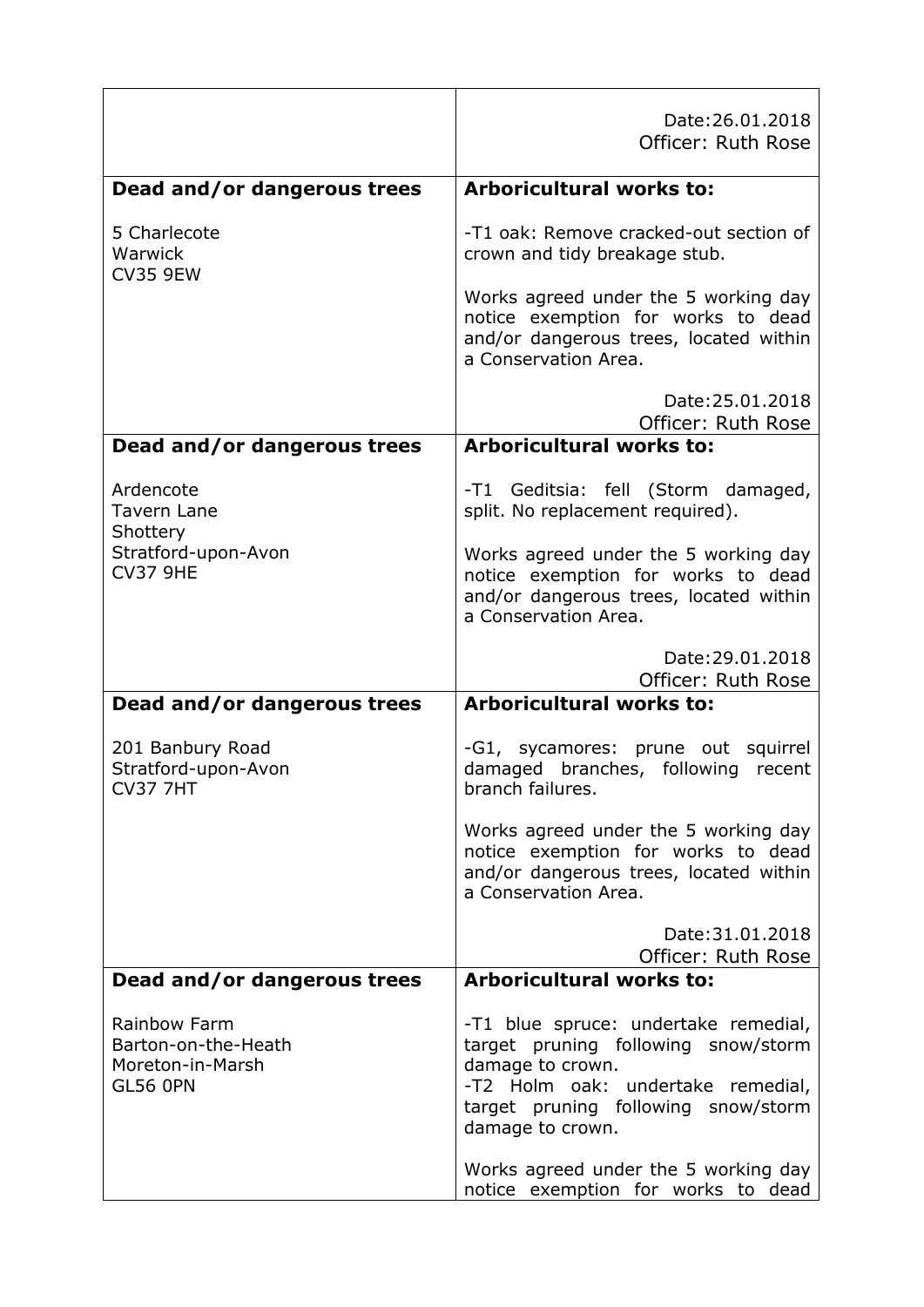| | Date:26.01.2018<br>Officer: Ruth Rose |
| --- | --- |
| **Dead and/or dangerous trees**<br><br>5 Charlecote<br>Warwick<br>CV35 9EW | **Arboricultural works to:**<br><br>-T1 oak: Remove cracked-out section of crown and tidy breakage stub.<br><br>Works agreed under the 5 working day notice exemption for works to dead and/or dangerous trees, located within a Conservation Area.<br><br>Date:25.01.2018<br>Officer: Ruth Rose |
| **Dead and/or dangerous trees**<br><br>Ardencote<br>Tavern Lane<br>Shottery<br>Stratford-upon-Avon<br>CV37 9HE | **Arboricultural works to:**<br><br>-T1 Geditsia: fell (Storm damaged, split. No replacement required).<br><br>Works agreed under the 5 working day notice exemption for works to dead and/or dangerous trees, located within a Conservation Area.<br><br>Date:29.01.2018<br>Officer: Ruth Rose |
| **Dead and/or dangerous trees**<br><br>201 Banbury Road<br>Stratford-upon-Avon<br>CV37 7HT | **Arboricultural works to:**<br><br>-G1, sycamores: prune out squirrel damaged branches, following recent branch failures.<br><br>Works agreed under the 5 working day notice exemption for works to dead and/or dangerous trees, located within a Conservation Area.<br><br>Date:31.01.2018<br>Officer: Ruth Rose |
| **Dead and/or dangerous trees**<br><br>Rainbow Farm<br>Barton-on-the-Heath<br>Moreton-in-Marsh<br>GL56 0PN | **Arboricultural works to:**<br><br>-T1 blue spruce: undertake remedial, target pruning following snow/storm damage to crown.<br>-T2 Holm oak: undertake remedial, target pruning following snow/storm damage to crown.<br><br>Works agreed under the 5 working day notice exemption for works to dead |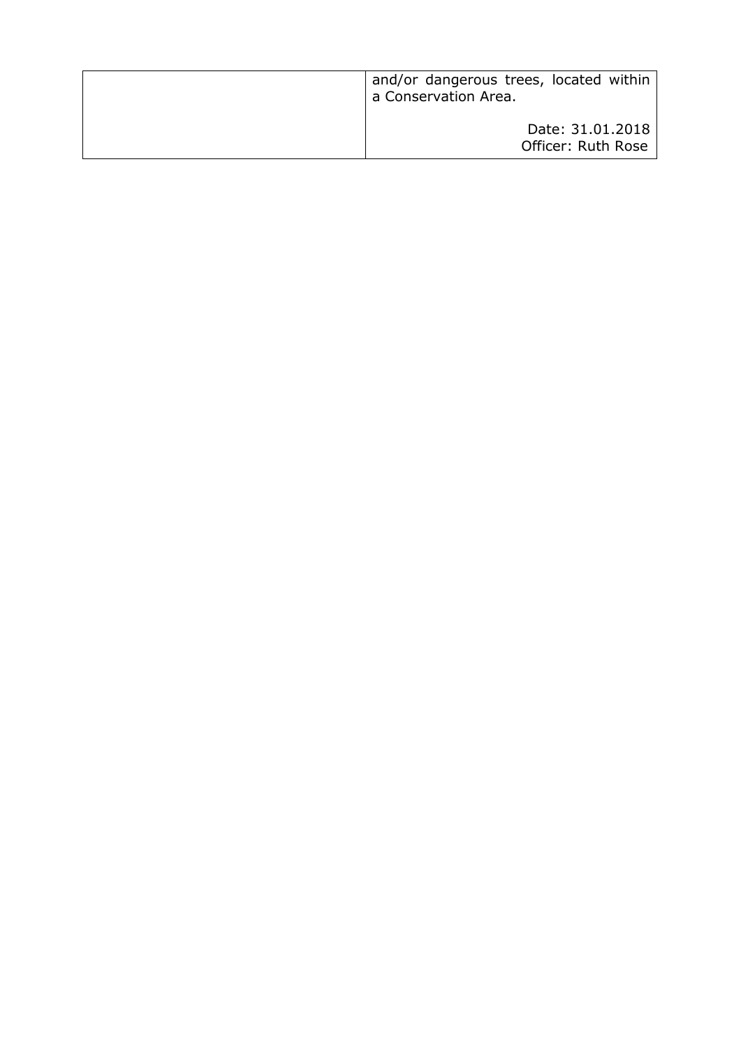| | |
|---|---|
| | and/or dangerous trees, located within a Conservation Area.<br><br>Date: 31.01.2018<br>Officer: Ruth Rose |